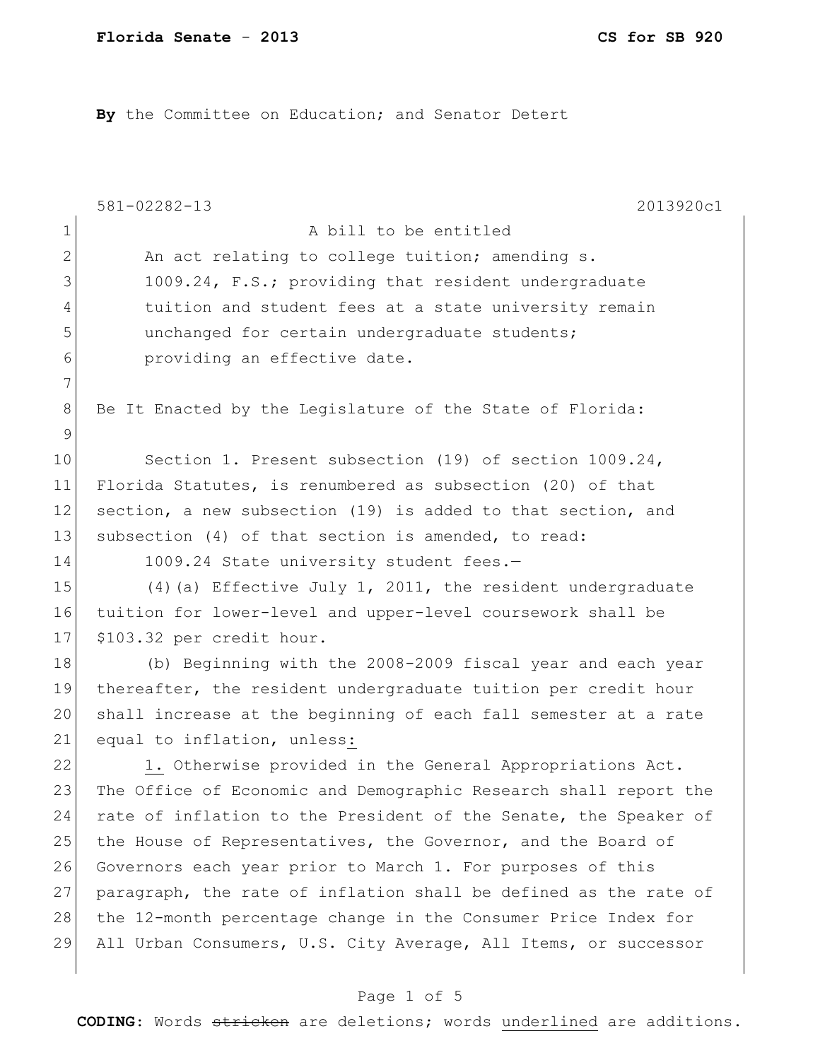**By** the Committee on Education; and Senator Detert

581-02282-13 2013920c1

A bill to be entitled

An act relating to college tuition; amending s. 1009.24, F.S.; providing that resident undergraduate tuition and student fees at a state university remain unchanged for certain undergraduate students; providing an effective date.

Be It Enacted by the Legislature of the State of Florida:

Section 1. Present subsection (19) of section 1009.24, Florida Statutes, is renumbered as subsection (20) of that section, a new subsection (19) is added to that section, and subsection (4) of that section is amended, to read:

1009.24 State university student fees.—

(4)(a) Effective July 1, 2011, the resident undergraduate tuition for lower-level and upper-level coursework shall be $103.32 per credit hour.

(b) Beginning with the 2008-2009 fiscal year and each year thereafter, the resident undergraduate tuition per credit hour shall increase at the beginning of each fall semester at a rate equal to inflation, unless<u>:</u>

<u>1.</u> Otherwise provided in the General Appropriations Act. The Office of Economic and Demographic Research shall report the rate of inflation to the President of the Senate, the Speaker of the House of Representatives, the Governor, and the Board of Governors each year prior to March 1. For purposes of this paragraph, the rate of inflation shall be defined as the rate of the 12-month percentage change in the Consumer Price Index for All Urban Consumers, U.S. City Average, All Items, or successor

**CODING:** Words ~~stricken~~ are deletions; words <u>underlined</u> are additions.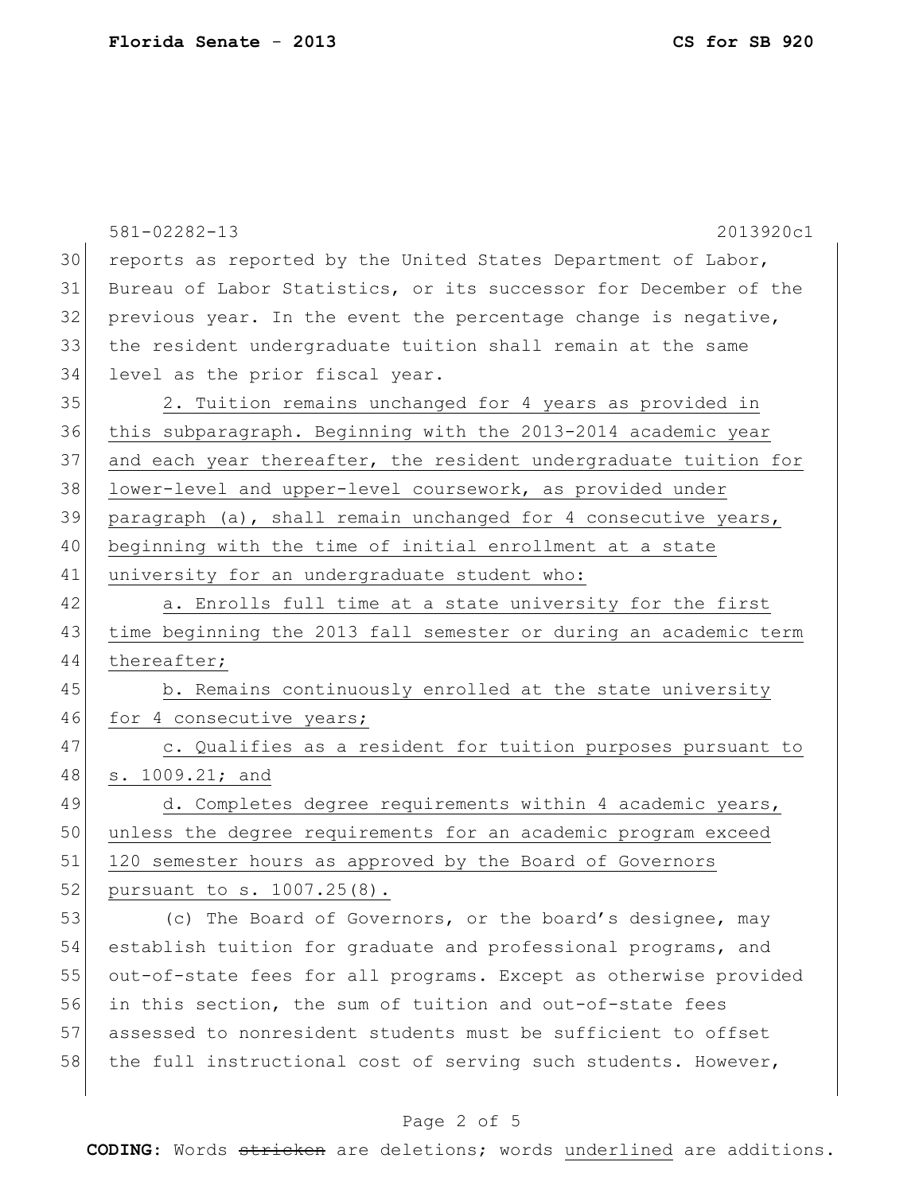reports as reported by the United States Department of Labor, Bureau of Labor Statistics, or its successor for December of the previous year. In the event the percentage change is negative, the resident undergraduate tuition shall remain at the same level as the prior fiscal year.

2. Tuition remains unchanged for 4 years as provided in this subparagraph. Beginning with the 2013-2014 academic year and each year thereafter, the resident undergraduate tuition for lower-level and upper-level coursework, as provided under paragraph (a), shall remain unchanged for 4 consecutive years, beginning with the time of initial enrollment at a state university for an undergraduate student who:

a. Enrolls full time at a state university for the first time beginning the 2013 fall semester or during an academic term thereafter;

b. Remains continuously enrolled at the state university for 4 consecutive years;

c. Qualifies as a resident for tuition purposes pursuant to s. 1009.21; and

d. Completes degree requirements within 4 academic years, unless the degree requirements for an academic program exceed 120 semester hours as approved by the Board of Governors pursuant to s. 1007.25(8).

(c) The Board of Governors, or the board's designee, may establish tuition for graduate and professional programs, and out-of-state fees for all programs. Except as otherwise provided in this section, the sum of tuition and out-of-state fees assessed to nonresident students must be sufficient to offset the full instructional cost of serving such students. However,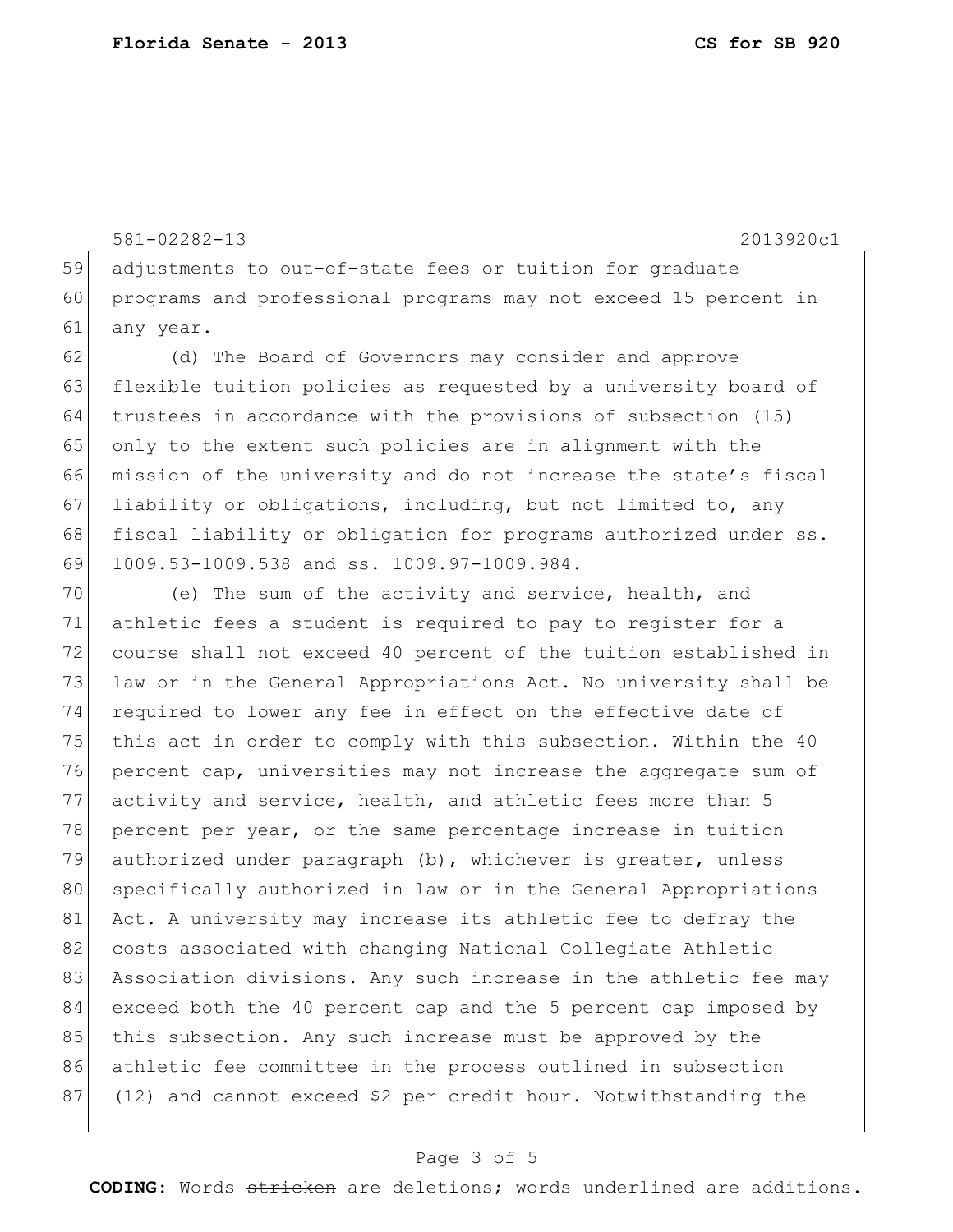adjustments to out-of-state fees or tuition for graduate programs and professional programs may not exceed 15 percent in any year.

(d) The Board of Governors may consider and approve flexible tuition policies as requested by a university board of trustees in accordance with the provisions of subsection (15) only to the extent such policies are in alignment with the mission of the university and do not increase the state's fiscal liability or obligations, including, but not limited to, any fiscal liability or obligation for programs authorized under ss. 1009.53-1009.538 and ss. 1009.97-1009.984.

(e) The sum of the activity and service, health, and athletic fees a student is required to pay to register for a course shall not exceed 40 percent of the tuition established in law or in the General Appropriations Act. No university shall be required to lower any fee in effect on the effective date of this act in order to comply with this subsection. Within the 40 percent cap, universities may not increase the aggregate sum of activity and service, health, and athletic fees more than 5 percent per year, or the same percentage increase in tuition authorized under paragraph (b), whichever is greater, unless specifically authorized in law or in the General Appropriations Act. A university may increase its athletic fee to defray the costs associated with changing National Collegiate Athletic Association divisions. Any such increase in the athletic fee may exceed both the 40 percent cap and the 5 percent cap imposed by this subsection. Any such increase must be approved by the athletic fee committee in the process outlined in subsection (12) and cannot exceed $2 per credit hour. Notwithstanding the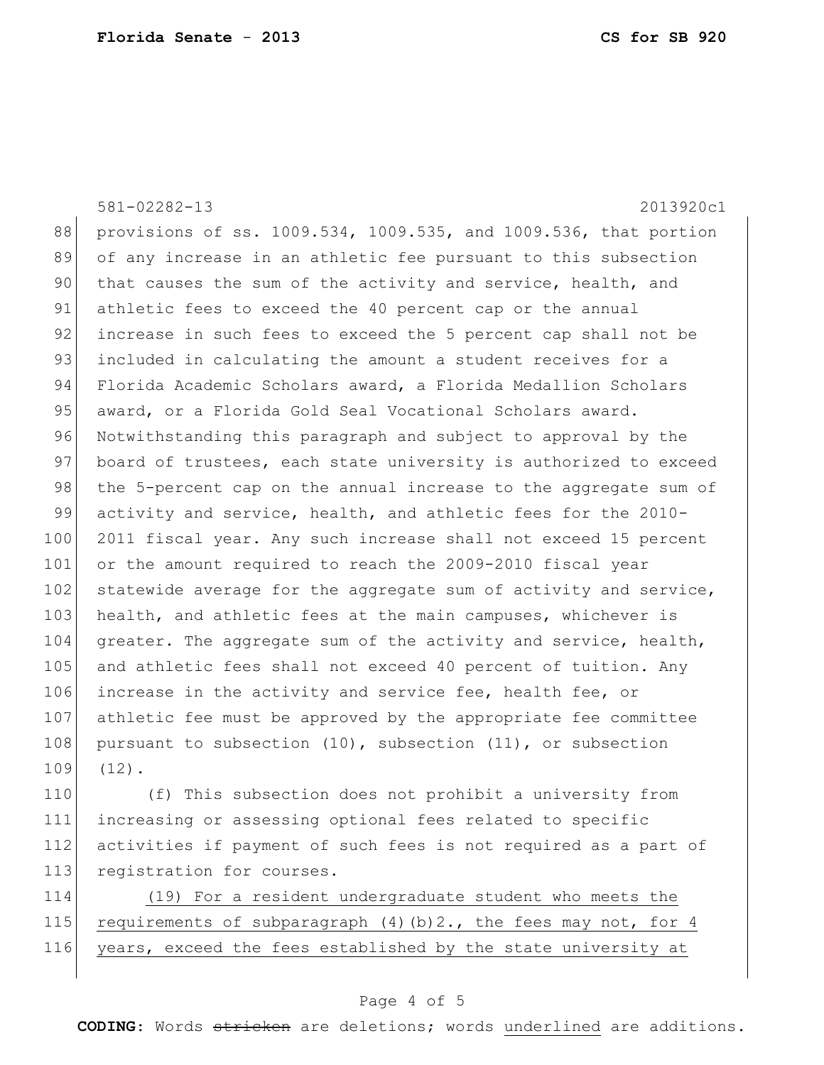provisions of ss. 1009.534, 1009.535, and 1009.536, that portion of any increase in an athletic fee pursuant to this subsection that causes the sum of the activity and service, health, and athletic fees to exceed the 40 percent cap or the annual increase in such fees to exceed the 5 percent cap shall not be included in calculating the amount a student receives for a Florida Academic Scholars award, a Florida Medallion Scholars award, or a Florida Gold Seal Vocational Scholars award. Notwithstanding this paragraph and subject to approval by the board of trustees, each state university is authorized to exceed the 5-percent cap on the annual increase to the aggregate sum of activity and service, health, and athletic fees for the 2010-2011 fiscal year. Any such increase shall not exceed 15 percent or the amount required to reach the 2009-2010 fiscal year statewide average for the aggregate sum of activity and service, health, and athletic fees at the main campuses, whichever is greater. The aggregate sum of the activity and service, health, and athletic fees shall not exceed 40 percent of tuition. Any increase in the activity and service fee, health fee, or athletic fee must be approved by the appropriate fee committee pursuant to subsection (10), subsection (11), or subsection (12).

(f) This subsection does not prohibit a university from increasing or assessing optional fees related to specific activities if payment of such fees is not required as a part of registration for courses.

<u>(19) For a resident undergraduate student who meets the requirements of subparagraph (4)(b)2., the fees may not, for 4 years, exceed the fees established by the state university at</u>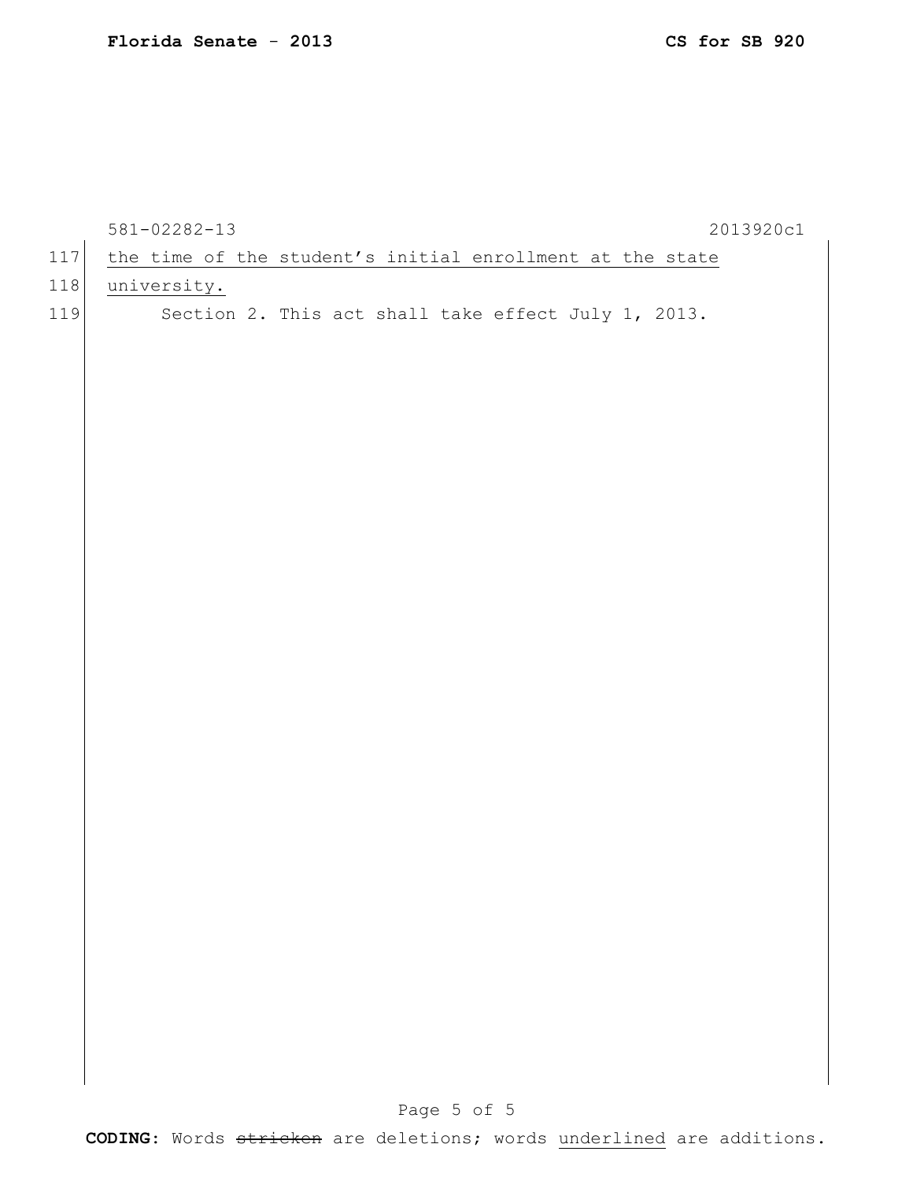581-02282-13 2013920c1

117 <u>the time of the student's initial enrollment at the state</u>
118 <u>university.</u>
119 Section 2. This act shall take effect July 1, 2013.

**CODING:** Words ~~stricken~~ are deletions; words <u>underlined</u> are additions.